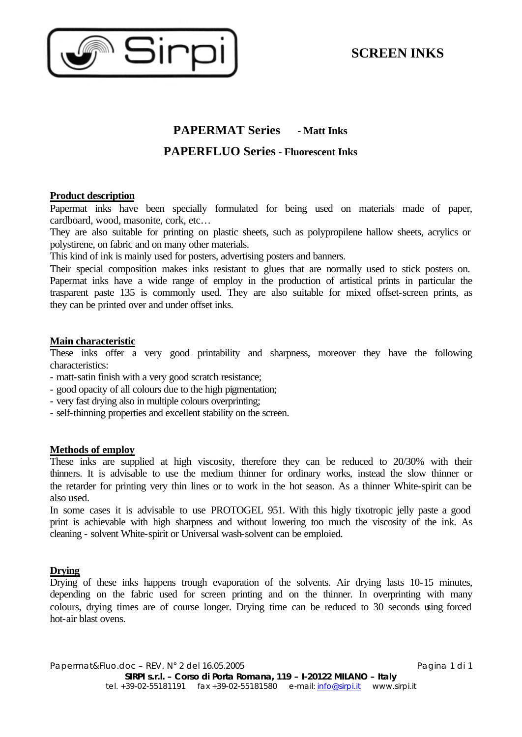# SCREEN INKS

## PAPERMAT Series - Matt Inks

## PAPERFLUO Series - Fluorescent Inks

**Product description**

Papermat inks have been specially formulated for being used on materials made of paper, cardboard, wood, masonite, cork, etc…
They are also suitable for printing on plastic sheets, such as polypropilene hallow sheets, acrylics or polystirene, on fabric and on many other materials.
This kind of ink is mainly used for posters, advertising posters and banners.
Their special composition makes inks resistant to glues that are normally used to stick posters on. Papermat inks have a wide range of employ in the production of artistical prints in particular the trasparent paste 135 is commonly used. They are also suitable for mixed offset-screen prints, as they can be printed over and under offset inks.

**Main characteristic**

These inks offer a very good printability and sharpness, moreover they have the following characteristics:

- matt-satin finish with a very good scratch resistance;
- good opacity of all colours due to the high pigmentation;
- very fast drying also in multiple colours overprinting;
- self-thinning properties and excellent stability on the screen.

**Methods of employ**

These inks are supplied at high viscosity, therefore they can be reduced to 20/30% with their thinners. It is advisable to use the medium thinner for ordinary works, instead the slow thinner or the retarder for printing very thin lines or to work in the hot season. As a thinner White-spirit can be also used.
In some cases it is advisable to use PROTOGEL 951. With this higly tixotropic jelly paste a good print is achievable with high sharpness and without lowering too much the viscosity of the ink. As cleaning - solvent White-spirit or Universal wash-solvent can be emploied.

**Drying**

Drying of these inks happens trough evaporation of the solvents. Air drying lasts 10-15 minutes, depending on the fabric used for screen printing and on the thinner. In overprinting with many colours, drying times are of course longer. Drying time can be reduced to 30 seconds using forced hot-air blast ovens.

Papermat&Fluo.doc – REV. N° 2 del 16.05.2005

**SIRPI s.r.l. – Corso di Porta Romana, 119 – I-20122 MILANO – Italy**
tel. +39-02-55181191 fax +39-02-55181580 e-mail: info@sirpi.it www.sirpi.it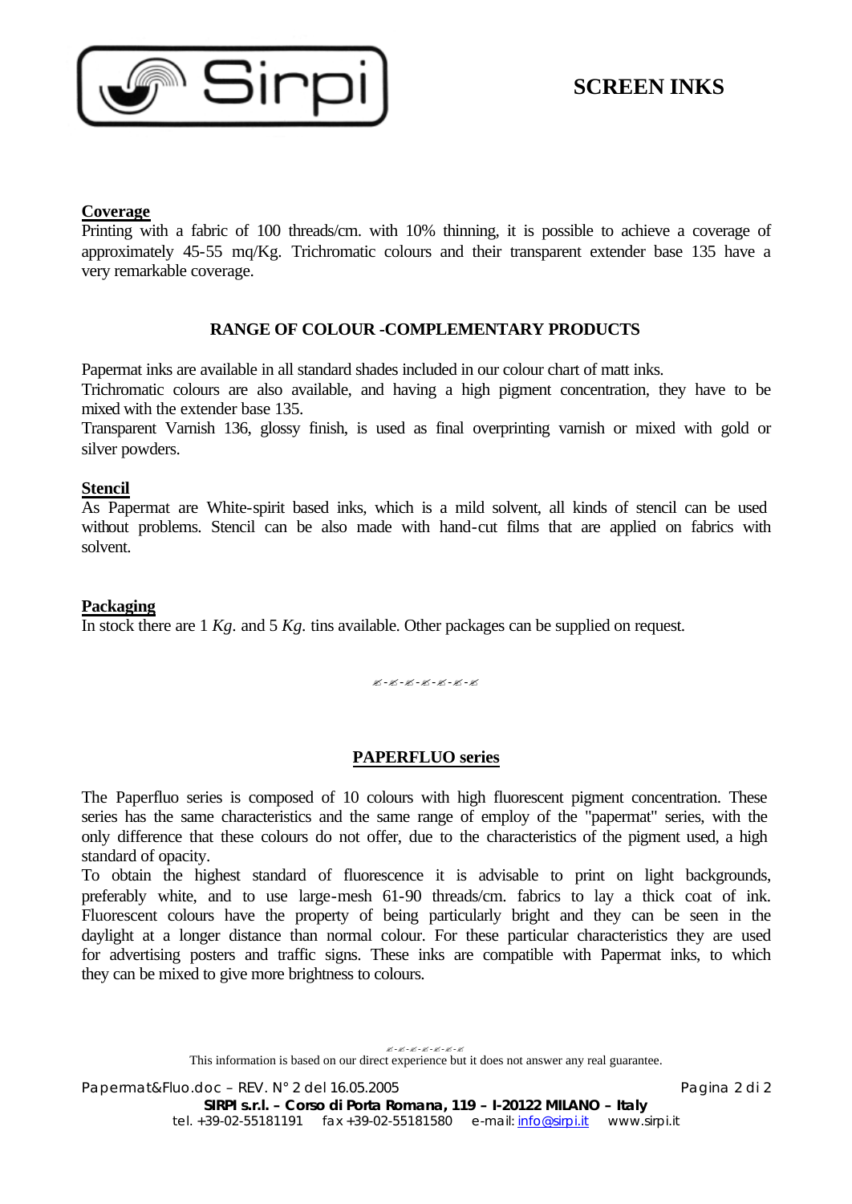**Coverage**
Printing with a fabric of 100 threads/cm. with 10% thinning, it is possible to achieve a coverage of approximately 45-55 mq/Kg. Trichromatic colours and their transparent extender base 135 have a very remarkable coverage.

## RANGE OF COLOUR -COMPLEMENTARY PRODUCTS

Papermat inks are available in all standard shades included in our colour chart of matt inks.
Trichromatic colours are also available, and having a high pigment concentration, they have to be mixed with the extender base 135.
Transparent Varnish 136, glossy finish, is used as final overprinting varnish or mixed with gold or silver powders.

**Stencil**
As Papermat are White-spirit based inks, which is a mild solvent, all kinds of stencil can be used without problems. Stencil can be also made with hand-cut films that are applied on fabrics with solvent.

**Packaging**
In stock there are 1 *Kg.* and 5 *Kg.* tins available. Other packages can be supplied on request.

## PAPERFLUO series

The Paperfluo series is composed of 10 colours with high fluorescent pigment concentration. These series has the same characteristics and the same range of employ of the "papermat" series, with the only difference that these colours do not offer, due to the characteristics of the pigment used, a high standard of opacity.
To obtain the highest standard of fluorescence it is advisable to print on light backgrounds, preferably white, and to use large-mesh 61-90 threads/cm. fabrics to lay a thick coat of ink. Fluorescent colours have the property of being particularly bright and they can be seen in the daylight at a longer distance than normal colour. For these particular characteristics they are used for advertising posters and traffic signs. These inks are compatible with Papermat inks, to which they can be mixed to give more brightness to colours.

This information is based on our direct experience but it does not answer any real guarantee.

Papermat&Fluo.doc – REV. N° 2 del 16.05.2005

**SIRPI s.r.l. – Corso di Porta Romana, 119 – I-20122 MILANO – Italy**
tel. +39-02-55181191 fax +39-02-55181580 e-mail: info@sirpi.it www.sirpi.it